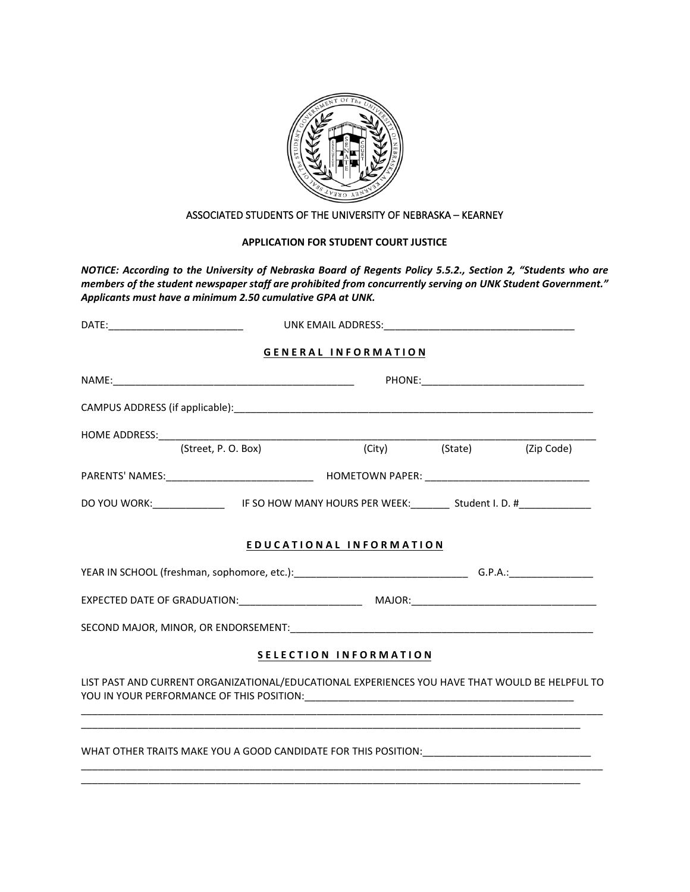ASSOCIATED STUDENTS OF THE UNIVERSITY OF NEBRASKA – KEARNEY

**APPLICATION FOR STUDENT COURT JUSTICE**

***NOTICE: According to the University of Nebraska Board of Regents Policy 5.5.2., Section 2, "Students who are members of the student newspaper staff are prohibited from concurrently serving on UNK Student Government." Applicants must have a minimum 2.50 cumulative GPA at UNK.***

DATE:________________________ UNK EMAIL ADDRESS:__________________________________

**G E N E R A L   I N F O R M A T I O N**

NAME:____________________________________________ PHONE:_____________________________

CAMPUS ADDRESS (if applicable):____________________________________________________________________

HOME ADDRESS:______________________________________________________________________________
(Street, P. O. Box) (City) (State) (Zip Code)

PARENTS' NAMES:__________________________ HOMETOWN PAPER: _____________________________

DO YOU WORK:_____________ IF SO HOW MANY HOURS PER WEEK:_______ Student I. D. #_____________

**E D U C A T I O N A L   I N F O R M A T I O N**

YEAR IN SCHOOL (freshman, sophomore, etc.):______________________________ G.P.A.:_______________

EXPECTED DATE OF GRADUATION:_____________________ MAJOR:_________________________________

SECOND MAJOR, MINOR, OR ENDORSEMENT:______________________________________________________

**S E L E C T I O N   I N F O R M A T I O N**

LIST PAST AND CURRENT ORGANIZATIONAL/EDUCATIONAL EXPERIENCES YOU HAVE THAT WOULD BE HELPFUL TO YOU IN YOUR PERFORMANCE OF THIS POSITION:_________________________________________________
____________________________________________________________________________________________
____________________________________________________________________________________________

WHAT OTHER TRAITS MAKE YOU A GOOD CANDIDATE FOR THIS POSITION:______________________________
____________________________________________________________________________________________
____________________________________________________________________________________________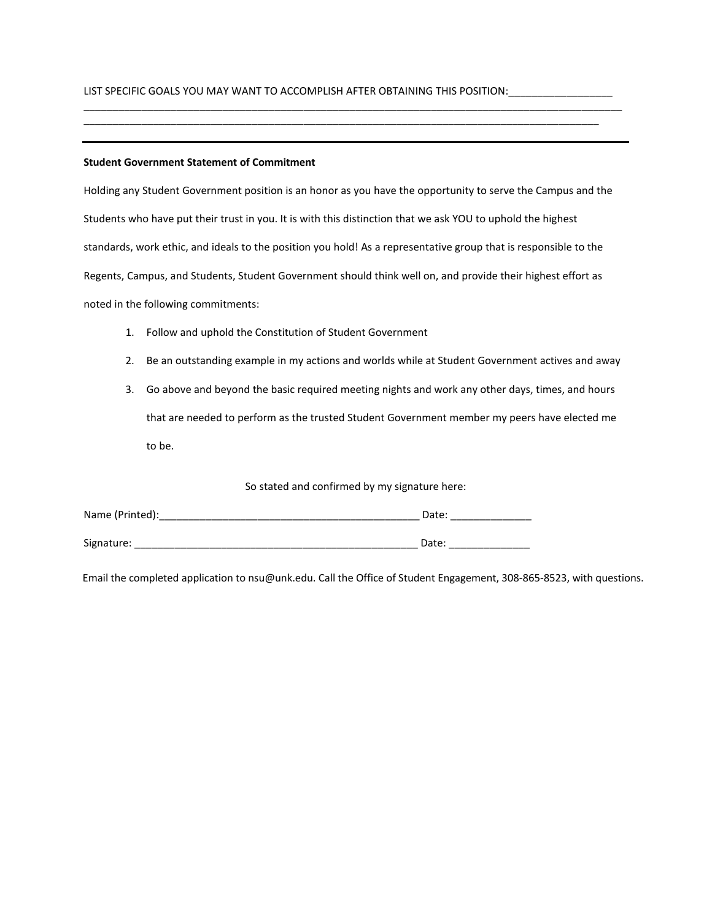LIST SPECIFIC GOALS YOU MAY WANT TO ACCOMPLISH AFTER OBTAINING THIS POSITION:_________________
____________________________________________________________________________________________
__________________________________________________________________________________________

---

**Student Government Statement of Commitment**

Holding any Student Government position is an honor as you have the opportunity to serve the Campus and the Students who have put their trust in you. It is with this distinction that we ask YOU to uphold the highest standards, work ethic, and ideals to the position you hold! As a representative group that is responsible to the Regents, Campus, and Students, Student Government should think well on, and provide their highest effort as noted in the following commitments:

1. Follow and uphold the Constitution of Student Government
2. Be an outstanding example in my actions and worlds while at Student Government actives and away
3. Go above and beyond the basic required meeting nights and work any other days, times, and hours that are needed to perform as the trusted Student Government member my peers have elected me to be.

So stated and confirmed by my signature here:

Name (Printed):_____________________________________________ Date: ______________

Signature: ___________________________________________________ Date: ______________

Email the completed application to nsu@unk.edu. Call the Office of Student Engagement, 308-865-8523, with questions.